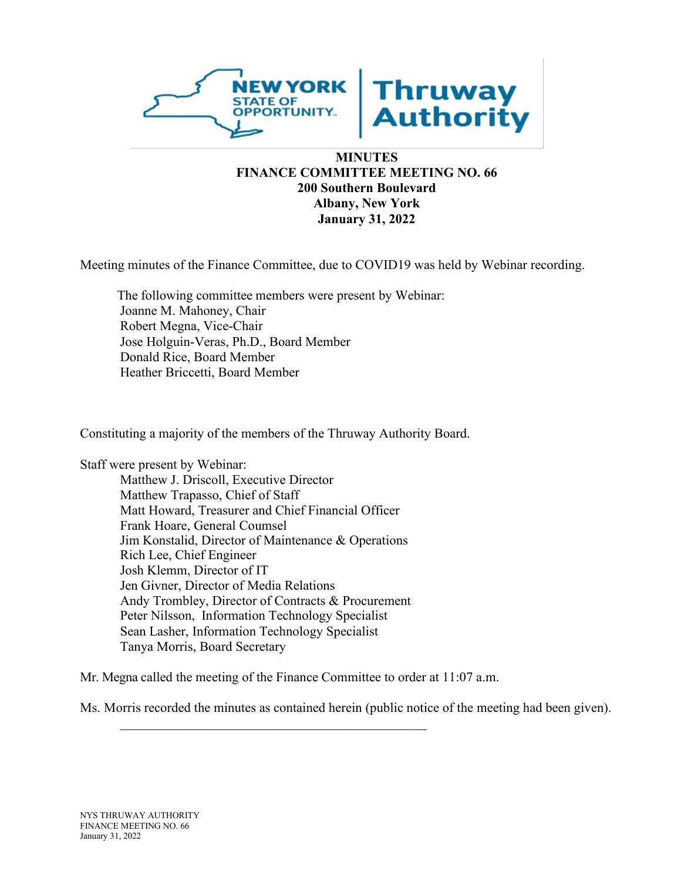# MINUTES
## FINANCE COMMITTEE MEETING NO. 66
### 200 Southern Boulevard
### Albany, New York
### January 31, 2022

Meeting minutes of the Finance Committee, due to COVID19 was held by Webinar recording.

The following committee members were present by Webinar:

Joanne M. Mahoney, Chair
Robert Megna, Vice-Chair
Jose Holguin-Veras, Ph.D., Board Member
Donald Rice, Board Member
Heather Briccetti, Board Member

Constituting a majority of the members of the Thruway Authority Board.

Staff were present by Webinar:

Matthew J. Driscoll, Executive Director
Matthew Trapasso, Chief of Staff
Matt Howard, Treasurer and Chief Financial Officer
Frank Hoare, General Coumsel
Jim Konstalid, Director of Maintenance & Operations
Rich Lee, Chief Engineer
Josh Klemm, Director of IT
Jen Givner, Director of Media Relations
Andy Trombley, Director of Contracts & Procurement
Peter Nilsson, Information Technology Specialist
Sean Lasher, Information Technology Specialist
Tanya Morris, Board Secretary

Mr. Megna called the meeting of the Finance Committee to order at 11:07 a.m.

Ms. Morris recorded the minutes as contained herein (public notice of the meeting had been given).

---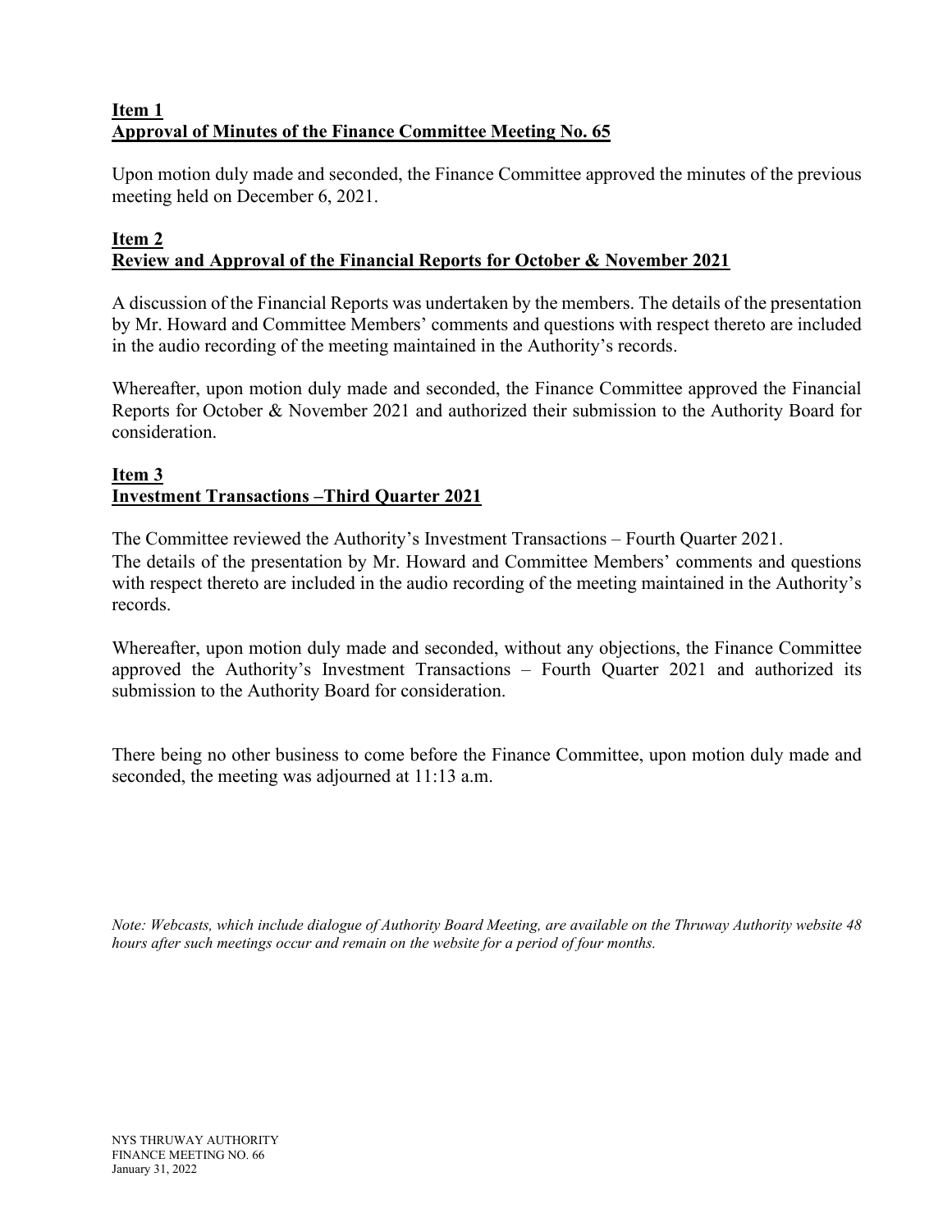**Item 1**
**Approval of Minutes of the Finance Committee Meeting No. 65**

Upon motion duly made and seconded, the Finance Committee approved the minutes of the previous meeting held on December 6, 2021.

**Item 2**
**Review and Approval of the Financial Reports for October & November 2021**

A discussion of the Financial Reports was undertaken by the members. The details of the presentation by Mr. Howard and Committee Members' comments and questions with respect thereto are included in the audio recording of the meeting maintained in the Authority's records.

Whereafter, upon motion duly made and seconded, the Finance Committee approved the Financial Reports for October & November 2021 and authorized their submission to the Authority Board for consideration.

**Item 3**
**Investment Transactions –Third Quarter 2021**

The Committee reviewed the Authority's Investment Transactions – Fourth Quarter 2021.
The details of the presentation by Mr. Howard and Committee Members' comments and questions with respect thereto are included in the audio recording of the meeting maintained in the Authority's records.

Whereafter, upon motion duly made and seconded, without any objections, the Finance Committee approved the Authority's Investment Transactions – Fourth Quarter 2021 and authorized its submission to the Authority Board for consideration.

There being no other business to come before the Finance Committee, upon motion duly made and seconded, the meeting was adjourned at 11:13 a.m.

*Note: Webcasts, which include dialogue of Authority Board Meeting, are available on the Thruway Authority website 48 hours after such meetings occur and remain on the website for a period of four months.*